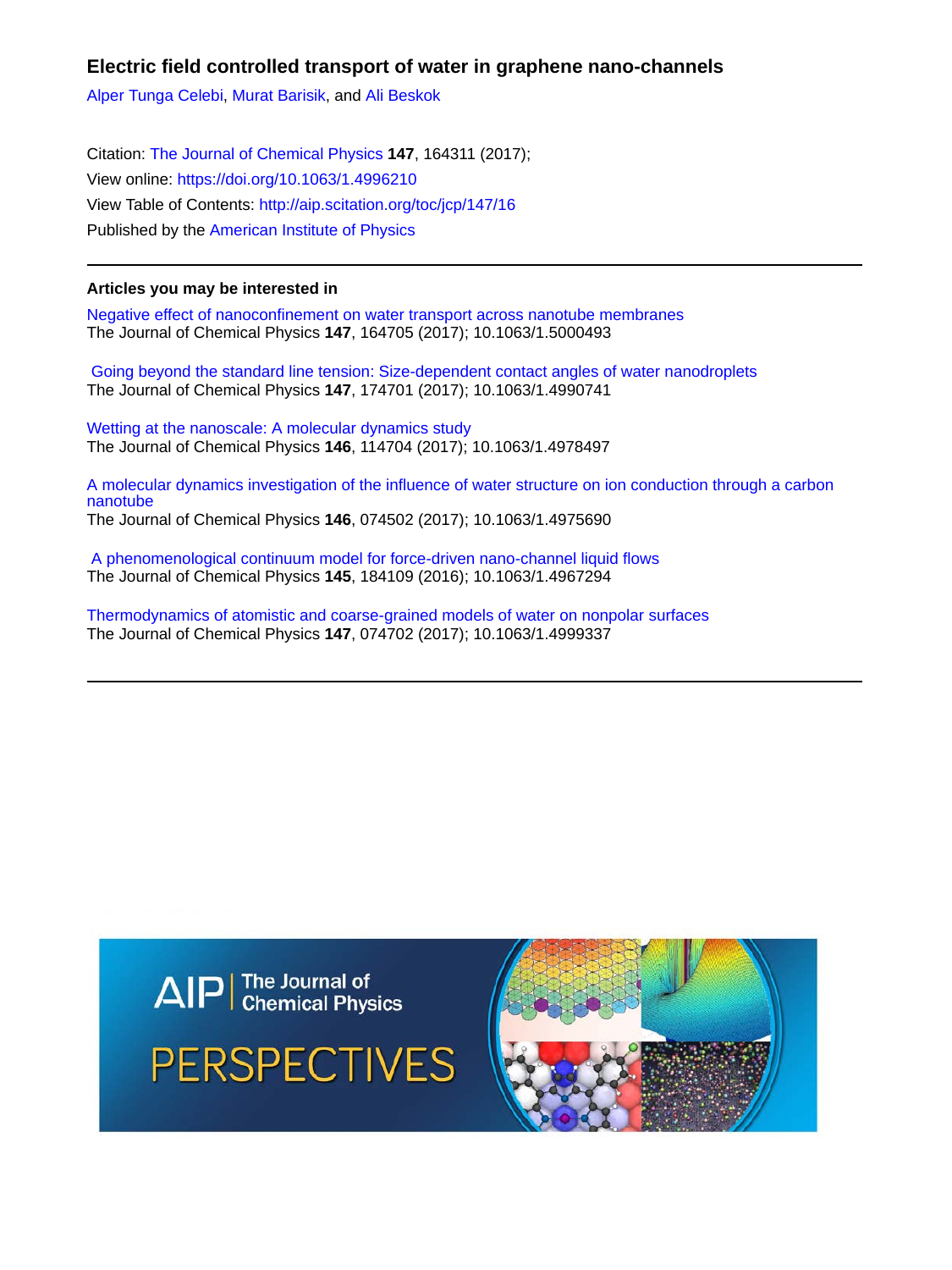# Electric field controlled transport of water in graphene nano-channels

Alper Tunga Celebi, Murat Barisik, and Ali Beskok

Citation: The Journal of Chemical Physics **147**, 164311 (2017);
View online: https://doi.org/10.1063/1.4996210
View Table of Contents: http://aip.scitation.org/toc/jcp/147/16
Published by the American Institute of Physics

---

### Articles you may be interested in

Negative effect of nanoconfinement on water transport across nanotube membranes
The Journal of Chemical Physics **147**, 164705 (2017); 10.1063/1.5000493

Going beyond the standard line tension: Size-dependent contact angles of water nanodroplets
The Journal of Chemical Physics **147**, 174701 (2017); 10.1063/1.4990741

Wetting at the nanoscale: A molecular dynamics study
The Journal of Chemical Physics **146**, 114704 (2017); 10.1063/1.4978497

A molecular dynamics investigation of the influence of water structure on ion conduction through a carbon nanotube
The Journal of Chemical Physics **146**, 074502 (2017); 10.1063/1.4975690

A phenomenological continuum model for force-driven nano-channel liquid flows
The Journal of Chemical Physics **145**, 184109 (2016); 10.1063/1.4967294

Thermodynamics of atomistic and coarse-grained models of water on nonpolar surfaces
The Journal of Chemical Physics **147**, 074702 (2017); 10.1063/1.4999337

---

AIP | The Journal of Chemical Physics

PERSPECTIVES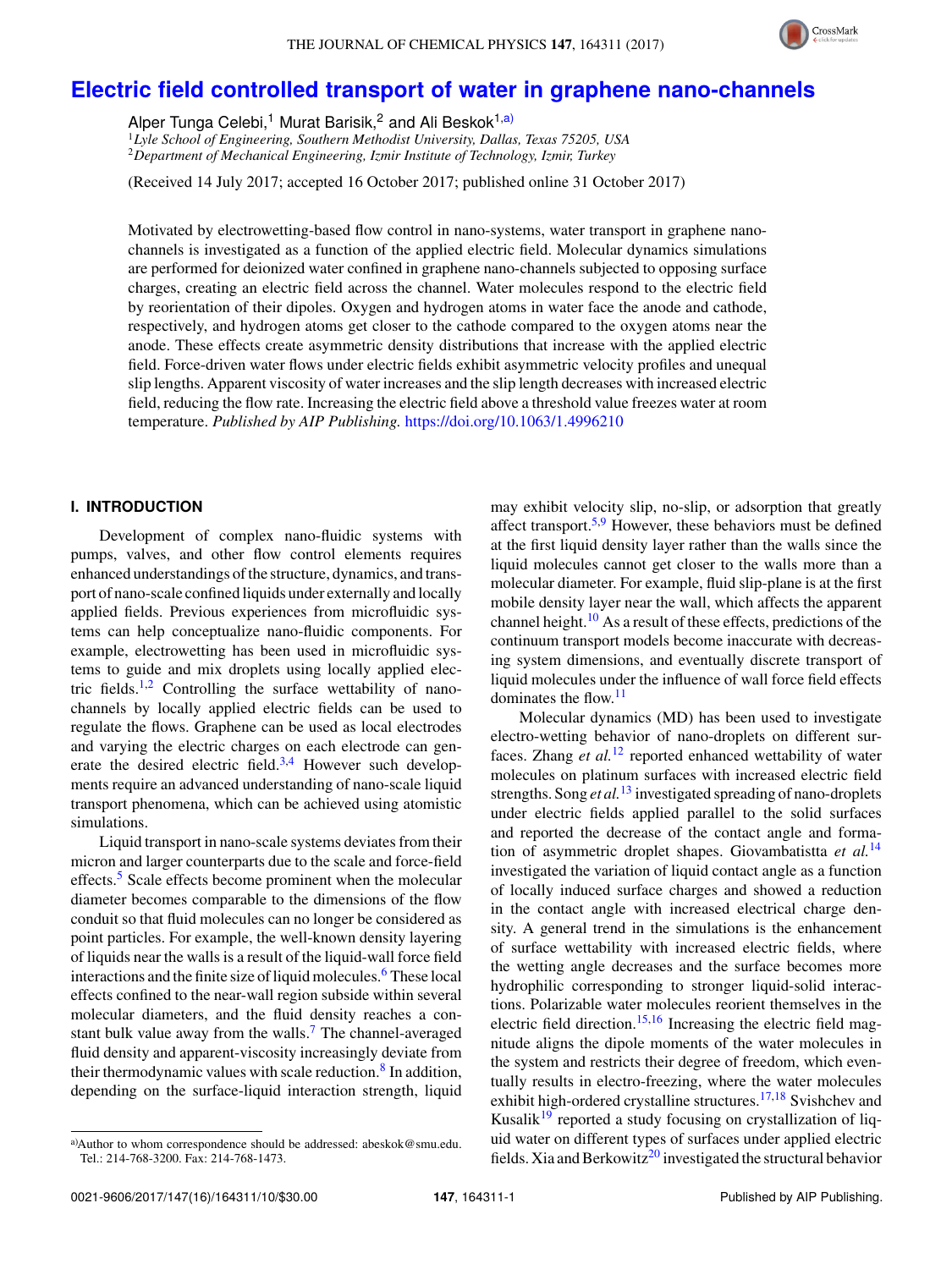# Electric field controlled transport of water in graphene nano-channels

Alper Tunga Celebi,[1] Murat Barisik,[2] and Ali Beskok[1,a)]

[1]*Lyle School of Engineering, Southern Methodist University, Dallas, Texas 75205, USA*
[2]*Department of Mechanical Engineering, Izmir Institute of Technology, Izmir, Turkey*

(Received 14 July 2017; accepted 16 October 2017; published online 31 October 2017)

Motivated by electrowetting-based flow control in nano-systems, water transport in graphene nano-channels is investigated as a function of the applied electric field. Molecular dynamics simulations are performed for deionized water confined in graphene nano-channels subjected to opposing surface charges, creating an electric field across the channel. Water molecules respond to the electric field by reorientation of their dipoles. Oxygen and hydrogen atoms in water face the anode and cathode, respectively, and hydrogen atoms get closer to the cathode compared to the oxygen atoms near the anode. These effects create asymmetric density distributions that increase with the applied electric field. Force-driven water flows under electric fields exhibit asymmetric velocity profiles and unequal slip lengths. Apparent viscosity of water increases and the slip length decreases with increased electric field, reducing the flow rate. Increasing the electric field above a threshold value freezes water at room temperature. *Published by AIP Publishing.* https://doi.org/10.1063/1.4996210

## I. INTRODUCTION

Development of complex nano-fluidic systems with pumps, valves, and other flow control elements requires enhanced understandings of the structure, dynamics, and transport of nano-scale confined liquids under externally and locally applied fields. Previous experiences from microfluidic systems can help conceptualize nano-fluidic components. For example, electrowetting has been used in microfluidic systems to guide and mix droplets using locally applied electric fields.[1,2] Controlling the surface wettability of nano-channels by locally applied electric fields can be used to regulate the flows. Graphene can be used as local electrodes and varying the electric charges on each electrode can generate the desired electric field.[3,4] However such developments require an advanced understanding of nano-scale liquid transport phenomena, which can be achieved using atomistic simulations.

Liquid transport in nano-scale systems deviates from their micron and larger counterparts due to the scale and force-field effects.[5] Scale effects become prominent when the molecular diameter becomes comparable to the dimensions of the flow conduit so that fluid molecules can no longer be considered as point particles. For example, the well-known density layering of liquids near the walls is a result of the liquid-wall force field interactions and the finite size of liquid molecules.[6] These local effects confined to the near-wall region subside within several molecular diameters, and the fluid density reaches a constant bulk value away from the walls.[7] The channel-averaged fluid density and apparent-viscosity increasingly deviate from their thermodynamic values with scale reduction.[8] In addition, depending on the surface-liquid interaction strength, liquid may exhibit velocity slip, no-slip, or adsorption that greatly affect transport.[5,9] However, these behaviors must be defined at the first liquid density layer rather than the walls since the liquid molecules cannot get closer to the walls more than a molecular diameter. For example, fluid slip-plane is at the first mobile density layer near the wall, which affects the apparent channel height.[10] As a result of these effects, predictions of the continuum transport models become inaccurate with decreasing system dimensions, and eventually discrete transport of liquid molecules under the influence of wall force field effects dominates the flow.[11]

Molecular dynamics (MD) has been used to investigate electro-wetting behavior of nano-droplets on different surfaces. Zhang *et al.*[12] reported enhanced wettability of water molecules on platinum surfaces with increased electric field strengths. Song *et al.*[13] investigated spreading of nano-droplets under electric fields applied parallel to the solid surfaces and reported the decrease of the contact angle and formation of asymmetric droplet shapes. Giovambatistta *et al.*[14] investigated the variation of liquid contact angle as a function of locally induced surface charges and showed a reduction in the contact angle with increased electrical charge density. A general trend in the simulations is the enhancement of surface wettability with increased electric fields, where the wetting angle decreases and the surface becomes more hydrophilic corresponding to stronger liquid-solid interactions. Polarizable water molecules reorient themselves in the electric field direction.[15,16] Increasing the electric field magnitude aligns the dipole moments of the water molecules in the system and restricts their degree of freedom, which eventually results in electro-freezing, where the water molecules exhibit high-ordered crystalline structures.[17,18] Svishchev and Kusalik[19] reported a study focusing on crystallization of liquid water on different types of surfaces under applied electric fields. Xia and Berkowitz[20] investigated the structural behavior

---

a)Author to whom correspondence should be addressed: abeskok@smu.edu. Tel.: 214-768-3200. Fax: 214-768-1473.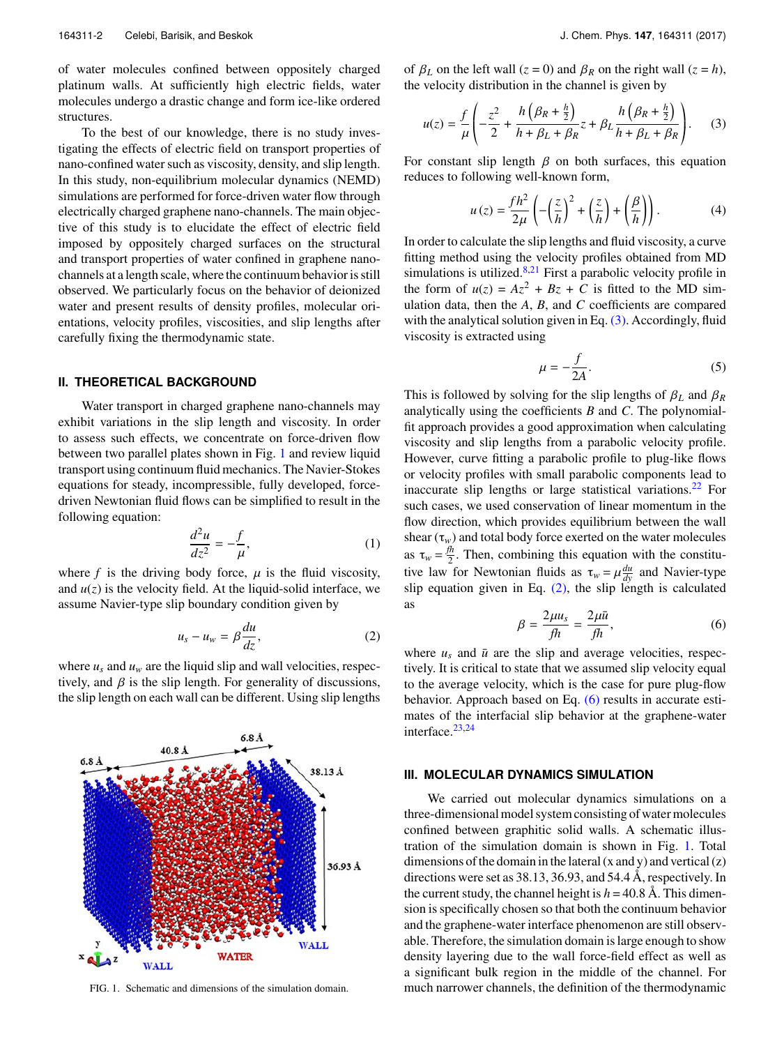of water molecules confined between oppositely charged platinum walls. At sufficiently high electric fields, water molecules undergo a drastic change and form ice-like ordered structures.

To the best of our knowledge, there is no study investigating the effects of electric field on transport properties of nano-confined water such as viscosity, density, and slip length. In this study, non-equilibrium molecular dynamics (NEMD) simulations are performed for force-driven water flow through electrically charged graphene nano-channels. The main objective of this study is to elucidate the effect of electric field imposed by oppositely charged surfaces on the structural and transport properties of water confined in graphene nano-channels at a length scale, where the continuum behavior is still observed. We particularly focus on the behavior of deionized water and present results of density profiles, molecular orientations, velocity profiles, viscosities, and slip lengths after carefully fixing the thermodynamic state.

## II. THEORETICAL BACKGROUND

Water transport in charged graphene nano-channels may exhibit variations in the slip length and viscosity. In order to assess such effects, we concentrate on force-driven flow between two parallel plates shown in Fig. 1 and review liquid transport using continuum fluid mechanics. The Navier-Stokes equations for steady, incompressible, fully developed, force-driven Newtonian fluid flows can be simplified to result in the following equation:

$$\frac{d^2u}{dz^2} = -\frac{f}{\mu}, \tag{1}$$

where $f$ is the driving body force, $\mu$ is the fluid viscosity, and $u(z)$ is the velocity field. At the liquid-solid interface, we assume Navier-type slip boundary condition given by

$$u_s - u_w = \beta \frac{du}{dz}, \tag{2}$$

where $u_s$ and $u_w$ are the liquid slip and wall velocities, respectively, and $\beta$ is the slip length. For generality of discussions, the slip length on each wall can be different. Using slip lengths

FIG. 1. Schematic and dimensions of the simulation domain.

of $\beta_L$ on the left wall ($z = 0$) and $\beta_R$ on the right wall ($z = h$), the velocity distribution in the channel is given by

$$u(z) = \frac{f}{\mu}\left(-\frac{z^2}{2} + \frac{h\left(\beta_R + \frac{h}{2}\right)}{h + \beta_L + \beta_R}z + \beta_L \frac{h\left(\beta_R + \frac{h}{2}\right)}{h + \beta_L + \beta_R}\right). \tag{3}$$

For constant slip length $\beta$ on both surfaces, this equation reduces to following well-known form,

$$u(z) = \frac{fh^2}{2\mu}\left(-\left(\frac{z}{h}\right)^2 + \left(\frac{z}{h}\right) + \left(\frac{\beta}{h}\right)\right). \tag{4}$$

In order to calculate the slip lengths and fluid viscosity, a curve fitting method using the velocity profiles obtained from MD simulations is utilized.[8,21] First a parabolic velocity profile in the form of $u(z) = Az^2 + Bz + C$ is fitted to the MD simulation data, then the $A$, $B$, and $C$ coefficients are compared with the analytical solution given in Eq. (3). Accordingly, fluid viscosity is extracted using

$$\mu = -\frac{f}{2A}. \tag{5}$$

This is followed by solving for the slip lengths of $\beta_L$ and $\beta_R$ analytically using the coefficients $B$ and $C$. The polynomial-fit approach provides a good approximation when calculating viscosity and slip lengths from a parabolic velocity profile. However, curve fitting a parabolic profile to plug-like flows or velocity profiles with small parabolic components lead to inaccurate slip lengths or large statistical variations.[22] For such cases, we used conservation of linear momentum in the flow direction, which provides equilibrium between the wall shear ($\tau_w$) and total body force exerted on the water molecules as $\tau_w = \frac{fh}{2}$. Then, combining this equation with the constitutive law for Newtonian fluids as $\tau_w = \mu\frac{du}{dy}$ and Navier-type slip equation given in Eq. (2), the slip length is calculated as

$$\beta = \frac{2\mu u_s}{fh} = \frac{2\mu \bar{u}}{fh}, \tag{6}$$

where $u_s$ and $\bar{u}$ are the slip and average velocities, respectively. It is critical to state that we assumed slip velocity equal to the average velocity, which is the case for pure plug-flow behavior. Approach based on Eq. (6) results in accurate estimates of the interfacial slip behavior at the graphene-water interface.[23,24]

## III. MOLECULAR DYNAMICS SIMULATION

We carried out molecular dynamics simulations on a three-dimensional model system consisting of water molecules confined between graphitic solid walls. A schematic illustration of the simulation domain is shown in Fig. 1. Total dimensions of the domain in the lateral (x and y) and vertical (z) directions were set as 38.13, 36.93, and 54.4 Å, respectively. In the current study, the channel height is $h = 40.8$ Å. This dimension is specifically chosen so that both the continuum behavior and the graphene-water interface phenomenon are still observable. Therefore, the simulation domain is large enough to show density layering due to the wall force-field effect as well as a significant bulk region in the middle of the channel. For much narrower channels, the definition of the thermodynamic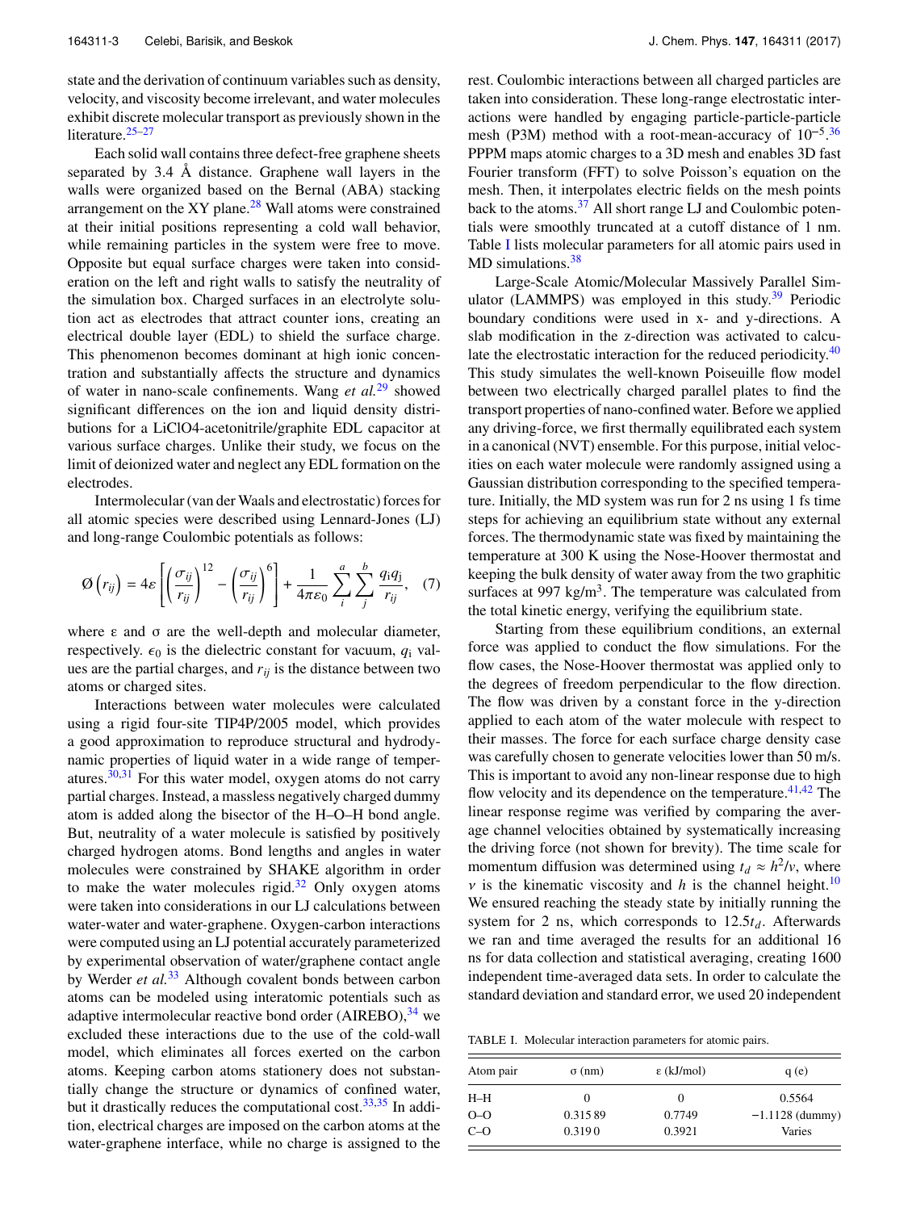state and the derivation of continuum variables such as density, velocity, and viscosity become irrelevant, and water molecules exhibit discrete molecular transport as previously shown in the literature.[25–27]

Each solid wall contains three defect-free graphene sheets separated by 3.4 Å distance. Graphene wall layers in the walls were organized based on the Bernal (ABA) stacking arrangement on the XY plane.[28] Wall atoms were constrained at their initial positions representing a cold wall behavior, while remaining particles in the system were free to move. Opposite but equal surface charges were taken into consideration on the left and right walls to satisfy the neutrality of the simulation box. Charged surfaces in an electrolyte solution act as electrodes that attract counter ions, creating an electrical double layer (EDL) to shield the surface charge. This phenomenon becomes dominant at high ionic concentration and substantially affects the structure and dynamics of water in nano-scale confinements. Wang *et al.*[29] showed significant differences on the ion and liquid density distributions for a LiClO4-acetonitrile/graphite EDL capacitor at various surface charges. Unlike their study, we focus on the limit of deionized water and neglect any EDL formation on the electrodes.

Intermolecular (van der Waals and electrostatic) forces for all atomic species were described using Lennard-Jones (LJ) and long-range Coulombic potentials as follows:

$$\varnothing\left(r_{ij}\right) = 4\varepsilon\left[\left(\frac{\sigma_{ij}}{r_{ij}}\right)^{12} - \left(\frac{\sigma_{ij}}{r_{ij}}\right)^{6}\right] + \frac{1}{4\pi\varepsilon_0}\sum_{i}^{a}\sum_{j}^{b}\frac{q_i q_j}{r_{ij}}, \quad (7)$$

where ε and σ are the well-depth and molecular diameter, respectively. $\epsilon_0$ is the dielectric constant for vacuum, $q_i$ values are the partial charges, and $r_{ij}$ is the distance between two atoms or charged sites.

Interactions between water molecules were calculated using a rigid four-site TIP4P/2005 model, which provides a good approximation to reproduce structural and hydrodynamic properties of liquid water in a wide range of temperatures.[30,31] For this water model, oxygen atoms do not carry partial charges. Instead, a massless negatively charged dummy atom is added along the bisector of the H–O–H bond angle. But, neutrality of a water molecule is satisfied by positively charged hydrogen atoms. Bond lengths and angles in water molecules were constrained by SHAKE algorithm in order to make the water molecules rigid.[32] Only oxygen atoms were taken into considerations in our LJ calculations between water-water and water-graphene. Oxygen-carbon interactions were computed using an LJ potential accurately parameterized by experimental observation of water/graphene contact angle by Werder *et al.*[33] Although covalent bonds between carbon atoms can be modeled using interatomic potentials such as adaptive intermolecular reactive bond order (AIREBO),[34] we excluded these interactions due to the use of the cold-wall model, which eliminates all forces exerted on the carbon atoms. Keeping carbon atoms stationery does not substantially change the structure or dynamics of confined water, but it drastically reduces the computational cost.[33,35] In addition, electrical charges are imposed on the carbon atoms at the water-graphene interface, while no charge is assigned to the rest. Coulombic interactions between all charged particles are taken into consideration. These long-range electrostatic interactions were handled by engaging particle-particle-particle mesh (P3M) method with a root-mean-accuracy of $10^{-5}$.[36] PPPM maps atomic charges to a 3D mesh and enables 3D fast Fourier transform (FFT) to solve Poisson's equation on the mesh. Then, it interpolates electric fields on the mesh points back to the atoms.[37] All short range LJ and Coulombic potentials were smoothly truncated at a cutoff distance of 1 nm. Table I lists molecular parameters for all atomic pairs used in MD simulations.[38]

Large-Scale Atomic/Molecular Massively Parallel Simulator (LAMMPS) was employed in this study.[39] Periodic boundary conditions were used in x- and y-directions. A slab modification in the z-direction was activated to calculate the electrostatic interaction for the reduced periodicity.[40] This study simulates the well-known Poiseuille flow model between two electrically charged parallel plates to find the transport properties of nano-confined water. Before we applied any driving-force, we first thermally equilibrated each system in a canonical (NVT) ensemble. For this purpose, initial velocities on each water molecule were randomly assigned using a Gaussian distribution corresponding to the specified temperature. Initially, the MD system was run for 2 ns using 1 fs time steps for achieving an equilibrium state without any external forces. The thermodynamic state was fixed by maintaining the temperature at 300 K using the Nose-Hoover thermostat and keeping the bulk density of water away from the two graphitic surfaces at 997 kg/m$^3$. The temperature was calculated from the total kinetic energy, verifying the equilibrium state.

Starting from these equilibrium conditions, an external force was applied to conduct the flow simulations. For the flow cases, the Nose-Hoover thermostat was applied only to the degrees of freedom perpendicular to the flow direction. The flow was driven by a constant force in the y-direction applied to each atom of the water molecule with respect to their masses. The force for each surface charge density case was carefully chosen to generate velocities lower than 50 m/s. This is important to avoid any non-linear response due to high flow velocity and its dependence on the temperature.[41,42] The linear response regime was verified by comparing the average channel velocities obtained by systematically increasing the driving force (not shown for brevity). The time scale for momentum diffusion was determined using $t_d \approx h^2/\nu$, where $\nu$ is the kinematic viscosity and $h$ is the channel height.[10] We ensured reaching the steady state by initially running the system for 2 ns, which corresponds to $12.5t_d$. Afterwards we ran and time averaged the results for an additional 16 ns for data collection and statistical averaging, creating 1600 independent time-averaged data sets. In order to calculate the standard deviation and standard error, we used 20 independent

TABLE I. Molecular interaction parameters for atomic pairs.

| Atom pair | σ (nm) | ε (kJ/mol) | q (e) |
|---|---|---|---|
| H–H | 0 | 0 | 0.5564 |
| O–O | 0.315 89 | 0.7749 | −1.1128 (dummy) |
| C–O | 0.319 0 | 0.3921 | Varies |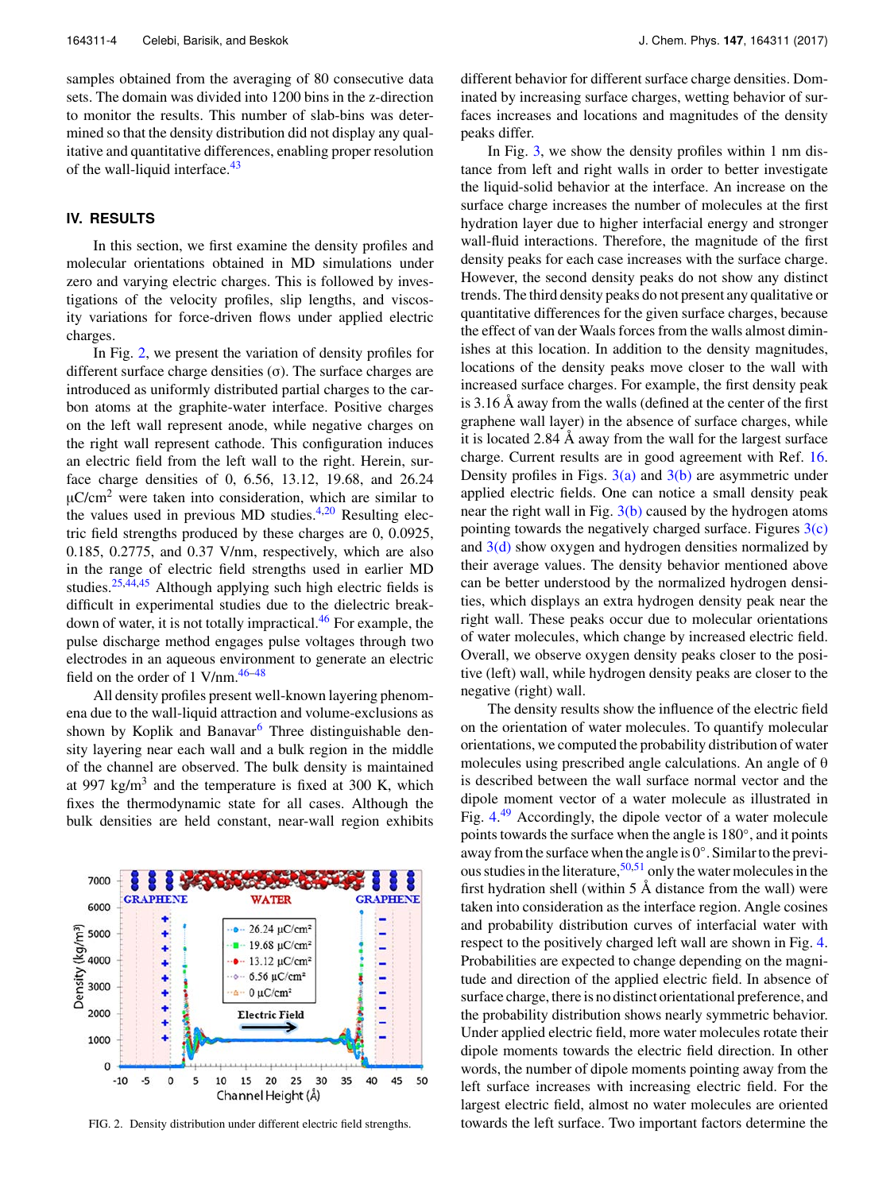samples obtained from the averaging of 80 consecutive data sets. The domain was divided into 1200 bins in the z-direction to monitor the results. This number of slab-bins was determined so that the density distribution did not display any qualitative and quantitative differences, enabling proper resolution of the wall-liquid interface.[43]

## IV. RESULTS

In this section, we first examine the density profiles and molecular orientations obtained in MD simulations under zero and varying electric charges. This is followed by investigations of the velocity profiles, slip lengths, and viscosity variations for force-driven flows under applied electric charges.

In Fig. 2, we present the variation of density profiles for different surface charge densities (σ). The surface charges are introduced as uniformly distributed partial charges to the carbon atoms at the graphite-water interface. Positive charges on the left wall represent anode, while negative charges on the right wall represent cathode. This configuration induces an electric field from the left wall to the right. Herein, surface charge densities of 0, 6.56, 13.12, 19.68, and 26.24 $\mu C/cm^2$ were taken into consideration, which are similar to the values used in previous MD studies.[4,20] Resulting electric field strengths produced by these charges are 0, 0.0925, 0.185, 0.2775, and 0.37 V/nm, respectively, which are also in the range of electric field strengths used in earlier MD studies.[25,44,45] Although applying such high electric fields is difficult in experimental studies due to the dielectric breakdown of water, it is not totally impractical.[46] For example, the pulse discharge method engages pulse voltages through two electrodes in an aqueous environment to generate an electric field on the order of 1 V/nm.[46–48]

All density profiles present well-known layering phenomena due to the wall-liquid attraction and volume-exclusions as shown by Koplik and Banavar[6] Three distinguishable density layering near each wall and a bulk region in the middle of the channel are observed. The bulk density is maintained at 997 $kg/m^3$ and the temperature is fixed at 300 K, which fixes the thermodynamic state for all cases. Although the bulk densities are held constant, near-wall region exhibits different behavior for different surface charge densities. Dominated by increasing surface charges, wetting behavior of surfaces increases and locations and magnitudes of the density peaks differ.

FIG. 2. Density distribution under different electric field strengths.

In Fig. 3, we show the density profiles within 1 nm distance from left and right walls in order to better investigate the liquid-solid behavior at the interface. An increase on the surface charge increases the number of molecules at the first hydration layer due to higher interfacial energy and stronger wall-fluid interactions. Therefore, the magnitude of the first density peaks for each case increases with the surface charge. However, the second density peaks do not show any distinct trends. The third density peaks do not present any qualitative or quantitative differences for the given surface charges, because the effect of van der Waals forces from the walls almost diminishes at this location. In addition to the density magnitudes, locations of the density peaks move closer to the wall with increased surface charges. For example, the first density peak is 3.16 Å away from the walls (defined at the center of the first graphene wall layer) in the absence of surface charges, while it is located 2.84 Å away from the wall for the largest surface charge. Current results are in good agreement with Ref. 16. Density profiles in Figs. 3(a) and 3(b) are asymmetric under applied electric fields. One can notice a small density peak near the right wall in Fig. 3(b) caused by the hydrogen atoms pointing towards the negatively charged surface. Figures 3(c) and 3(d) show oxygen and hydrogen densities normalized by their average values. The density behavior mentioned above can be better understood by the normalized hydrogen densities, which displays an extra hydrogen density peak near the right wall. These peaks occur due to molecular orientations of water molecules, which change by increased electric field. Overall, we observe oxygen density peaks closer to the positive (left) wall, while hydrogen density peaks are closer to the negative (right) wall.

The density results show the influence of the electric field on the orientation of water molecules. To quantify molecular orientations, we computed the probability distribution of water molecules using prescribed angle calculations. An angle of θ is described between the wall surface normal vector and the dipole moment vector of a water molecule as illustrated in Fig. 4.[49] Accordingly, the dipole vector of a water molecule points towards the surface when the angle is 180°, and it points away from the surface when the angle is 0°. Similar to the previous studies in the literature,[50,51] only the water molecules in the first hydration shell (within 5 Å distance from the wall) were taken into consideration as the interface region. Angle cosines and probability distribution curves of interfacial water with respect to the positively charged left wall are shown in Fig. 4. Probabilities are expected to change depending on the magnitude and direction of the applied electric field. In absence of surface charge, there is no distinct orientational preference, and the probability distribution shows nearly symmetric behavior. Under applied electric field, more water molecules rotate their dipole moments towards the electric field direction. In other words, the number of dipole moments pointing away from the left surface increases with increasing electric field. For the largest electric field, almost no water molecules are oriented towards the left surface. Two important factors determine the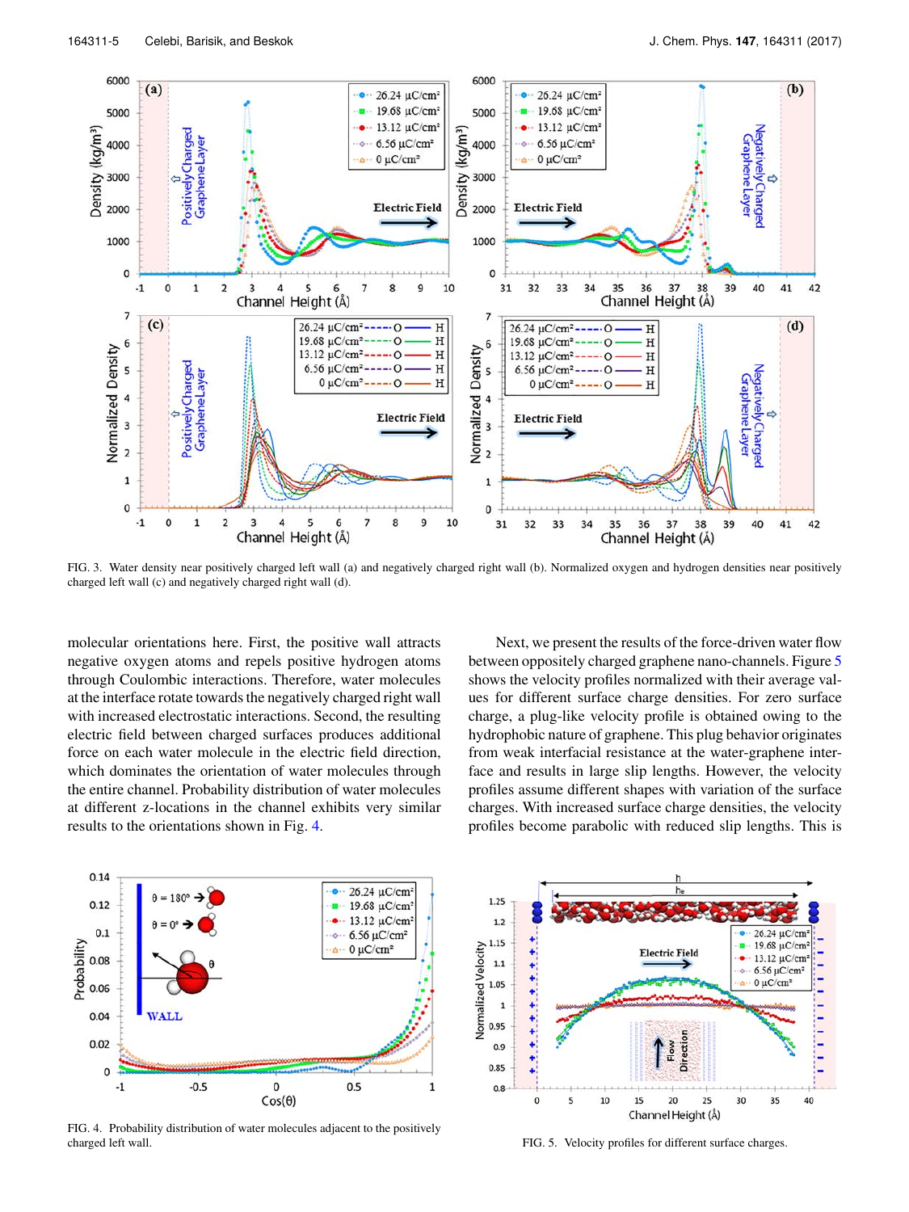FIG. 3. Water density near positively charged left wall (a) and negatively charged right wall (b). Normalized oxygen and hydrogen densities near positively charged left wall (c) and negatively charged right wall (d).

molecular orientations here. First, the positive wall attracts negative oxygen atoms and repels positive hydrogen atoms through Coulombic interactions. Therefore, water molecules at the interface rotate towards the negatively charged right wall with increased electrostatic interactions. Second, the resulting electric field between charged surfaces produces additional force on each water molecule in the electric field direction, which dominates the orientation of water molecules through the entire channel. Probability distribution of water molecules at different z-locations in the channel exhibits very similar results to the orientations shown in Fig. 4.

Next, we present the results of the force-driven water flow between oppositely charged graphene nano-channels. Figure 5 shows the velocity profiles normalized with their average values for different surface charge densities. For zero surface charge, a plug-like velocity profile is obtained owing to the hydrophobic nature of graphene. This plug behavior originates from weak interfacial resistance at the water-graphene interface and results in large slip lengths. However, the velocity profiles assume different shapes with variation of the surface charges. With increased surface charge densities, the velocity profiles become parabolic with reduced slip lengths. This is

FIG. 4. Probability distribution of water molecules adjacent to the positively charged left wall.

FIG. 5. Velocity profiles for different surface charges.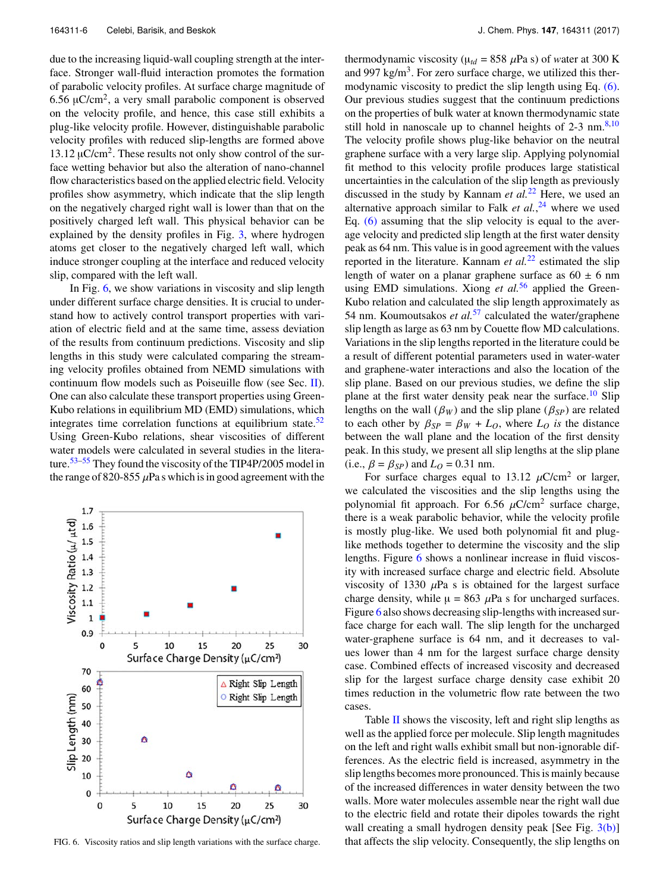due to the increasing liquid-wall coupling strength at the interface. Stronger wall-fluid interaction promotes the formation of parabolic velocity profiles. At surface charge magnitude of 6.56 μC/cm$^2$, a very small parabolic component is observed on the velocity profile, and hence, this case still exhibits a plug-like velocity profile. However, distinguishable parabolic velocity profiles with reduced slip-lengths are formed above 13.12 μC/cm$^2$. These results not only show control of the surface wetting behavior but also the alteration of nano-channel flow characteristics based on the applied electric field. Velocity profiles show asymmetry, which indicate that the slip length on the negatively charged right wall is lower than that on the positively charged left wall. This physical behavior can be explained by the density profiles in Fig. 3, where hydrogen atoms get closer to the negatively charged left wall, which induce stronger coupling at the interface and reduced velocity slip, compared with the left wall.

In Fig. 6, we show variations in viscosity and slip length under different surface charge densities. It is crucial to understand how to actively control transport properties with variation of electric field and at the same time, assess deviation of the results from continuum predictions. Viscosity and slip lengths in this study were calculated comparing the streaming velocity profiles obtained from NEMD simulations with continuum flow models such as Poiseuille flow (see Sec. II). One can also calculate these transport properties using Green-Kubo relations in equilibrium MD (EMD) simulations, which integrates time correlation functions at equilibrium state.[52] Using Green-Kubo relations, shear viscosities of different water models were calculated in several studies in the literature.[53–55] They found the viscosity of the TIP4P/2005 model in the range of 820-855 $\mu$Pa s which is in good agreement with the thermodynamic viscosity ($\mu_{td}$ = 858 $\mu$Pa s) of water at 300 K and 997 kg/m$^3$. For zero surface charge, we utilized this thermodynamic viscosity to predict the slip length using Eq. (6). Our previous studies suggest that the continuum predictions on the properties of bulk water at known thermodynamic state still hold in nanoscale up to channel heights of 2-3 nm.[8,10] The velocity profile shows plug-like behavior on the neutral graphene surface with a very large slip. Applying polynomial fit method to this velocity profile produces large statistical uncertainties in the calculation of the slip length as previously discussed in the study by Kannam *et al.*[22] Here, we used an alternative approach similar to Falk *et al.*,[24] where we used Eq. (6) assuming that the slip velocity is equal to the average velocity and predicted slip length at the first water density peak as 64 nm. This value is in good agreement with the values reported in the literature. Kannam *et al.*[22] estimated the slip length of water on a planar graphene surface as 60 ± 6 nm using EMD simulations. Xiong *et al.*[56] applied the Green-Kubo relation and calculated the slip length approximately as 54 nm. Koumoutsakos *et al.*[57] calculated the water/graphene slip length as large as 63 nm by Couette flow MD calculations. Variations in the slip lengths reported in the literature could be a result of different potential parameters used in water-water and graphene-water interactions and also the location of the slip plane. Based on our previous studies, we define the slip plane at the first water density peak near the surface.[10] Slip lengths on the wall ($\beta_W$) and the slip plane ($\beta_{SP}$) are related to each other by $\beta_{SP} = \beta_W + L_O$, where $L_O$ *is* the distance between the wall plane and the location of the first density peak. In this study, we present all slip lengths at the slip plane (i.e., $\beta = \beta_{SP}$) and $L_O$ = 0.31 nm.

For surface charges equal to 13.12 $\mu$C/cm$^2$ or larger, we calculated the viscosities and the slip lengths using the polynomial fit approach. For 6.56 $\mu$C/cm$^2$ surface charge, there is a weak parabolic behavior, while the velocity profile is mostly plug-like. We used both polynomial fit and plug-like methods together to determine the viscosity and the slip lengths. Figure 6 shows a nonlinear increase in fluid viscosity with increased surface charge and electric field. Absolute viscosity of 1330 $\mu$Pa s is obtained for the largest surface charge density, while μ = 863 $\mu$Pa s for uncharged surfaces. Figure 6 also shows decreasing slip-lengths with increased surface charge for each wall. The slip length for the uncharged water-graphene surface is 64 nm, and it decreases to values lower than 4 nm for the largest surface charge density case. Combined effects of increased viscosity and decreased slip for the largest surface charge density case exhibit 20 times reduction in the volumetric flow rate between the two cases.

Table II shows the viscosity, left and right slip lengths as well as the applied force per molecule. Slip length magnitudes on the left and right walls exhibit small but non-ignorable differences. As the electric field is increased, asymmetry in the slip lengths becomes more pronounced. This is mainly because of the increased differences in water density between the two walls. More water molecules assemble near the right wall due to the electric field and rotate their dipoles towards the right wall creating a small hydrogen density peak [See Fig. 3(b)] that affects the slip velocity. Consequently, the slip lengths on

FIG. 6. Viscosity ratios and slip length variations with the surface charge.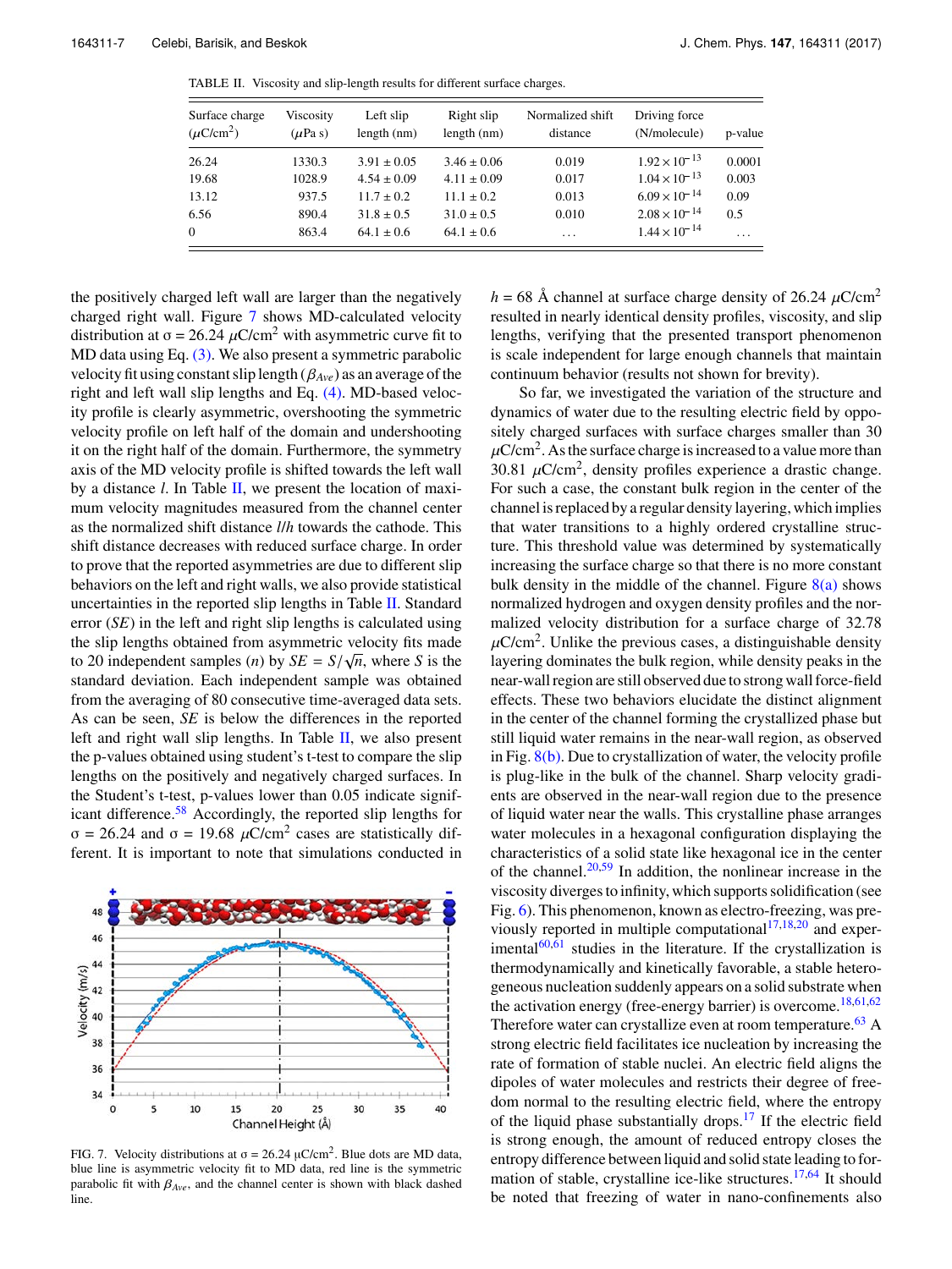TABLE II. Viscosity and slip-length results for different surface charges.

| Surface charge ($\mu$C/cm$^2$) | Viscosity ($\mu$Pa s) | Left slip length (nm) | Right slip length (nm) | Normalized shift distance | Driving force (N/molecule) | p-value |
|---|---|---|---|---|---|---|
| 26.24 | 1330.3 | 3.91 ± 0.05 | 3.46 ± 0.06 | 0.019 | $1.92 \times 10^{-13}$ | 0.0001 |
| 19.68 | 1028.9 | 4.54 ± 0.09 | 4.11 ± 0.09 | 0.017 | $1.04 \times 10^{-13}$ | 0.003 |
| 13.12 | 937.5 | 11.7 ± 0.2 | 11.1 ± 0.2 | 0.013 | $6.09 \times 10^{-14}$ | 0.09 |
| 6.56 | 890.4 | 31.8 ± 0.5 | 31.0 ± 0.5 | 0.010 | $2.08 \times 10^{-14}$ | 0.5 |
| 0 | 863.4 | 64.1 ± 0.6 | 64.1 ± 0.6 | ... | $1.44 \times 10^{-14}$ | ... |

the positively charged left wall are larger than the negatively charged right wall. Figure 7 shows MD-calculated velocity distribution at $\sigma = 26.24$ $\mu$C/cm$^2$ with asymmetric curve fit to MD data using Eq. (3). We also present a symmetric parabolic velocity fit using constant slip length ($\beta_{Ave}$) as an average of the right and left wall slip lengths and Eq. (4). MD-based velocity profile is clearly asymmetric, overshooting the symmetric velocity profile on left half of the domain and undershooting it on the right half of the domain. Furthermore, the symmetry axis of the MD velocity profile is shifted towards the left wall by a distance $l$. In Table II, we present the location of maximum velocity magnitudes measured from the channel center as the normalized shift distance $l/h$ towards the cathode. This shift distance decreases with reduced surface charge. In order to prove that the reported asymmetries are due to different slip behaviors on the left and right walls, we also provide statistical uncertainties in the reported slip lengths in Table II. Standard error ($SE$) in the left and right slip lengths is calculated using the slip lengths obtained from asymmetric velocity fits made to 20 independent samples ($n$) by $SE = S/\sqrt{n}$, where $S$ is the standard deviation. Each independent sample was obtained from the averaging of 80 consecutive time-averaged data sets. As can be seen, $SE$ is below the differences in the reported left and right wall slip lengths. In Table II, we also present the p-values obtained using student's t-test to compare the slip lengths on the positively and negatively charged surfaces. In the Student's t-test, p-values lower than 0.05 indicate significant difference.[58] Accordingly, the reported slip lengths for $\sigma = 26.24$ and $\sigma = 19.68$ $\mu$C/cm$^2$ cases are statistically different. It is important to note that simulations conducted in $h = 68$ Å channel at surface charge density of 26.24 $\mu$C/cm$^2$ resulted in nearly identical density profiles, viscosity, and slip lengths, verifying that the presented transport phenomenon is scale independent for large enough channels that maintain continuum behavior (results not shown for brevity).

FIG. 7. Velocity distributions at $\sigma = 26.24$ $\mu$C/cm$^2$. Blue dots are MD data, blue line is asymmetric velocity fit to MD data, red line is the symmetric parabolic fit with $\beta_{Ave}$, and the channel center is shown with black dashed line.

So far, we investigated the variation of the structure and dynamics of water due to the resulting electric field by oppositely charged surfaces with surface charge smaller than 30 $\mu$C/cm$^2$. As the surface charge is increased to a value more than 30.81 $\mu$C/cm$^2$, density profiles experience a drastic change. For such a case, the constant bulk region in the center of the channel is replaced by a regular density layering, which implies that water transitions to a highly ordered crystalline structure. This threshold value was determined by systematically increasing the surface charge so that there is no more constant bulk density in the middle of the channel. Figure 8(a) shows normalized hydrogen and oxygen density profiles and the normalized velocity distribution for a surface charge of 32.78 $\mu$C/cm$^2$. Unlike the previous cases, a distinguishable density layering dominates the bulk region, while density peaks in the near-wall region are still observed due to strong wall force-field effects. These two behaviors elucidate the distinct alignment in the center of the channel forming the crystallized phase but still liquid water remains in the near-wall region, as observed in Fig. 8(b). Due to crystallization of water, the velocity profile is plug-like in the bulk of the channel. Sharp velocity gradients are observed in the near-wall region due to the presence of liquid water near the walls. This crystalline phase arranges water molecules in a hexagonal configuration displaying the characteristics of a solid state like hexagonal ice in the center of the channel.[20,59] In addition, the nonlinear increase in the viscosity diverges to infinity, which supports solidification (see Fig. 6). This phenomenon, known as electro-freezing, was previously reported in multiple computational[17,18,20] and experimental[60,61] studies in the literature. If the crystallization is thermodynamically and kinetically favorable, a stable heterogeneous nucleation suddenly appears on a solid substrate when the activation energy (free-energy barrier) is overcome.[18,61,62] Therefore water can crystallize even at room temperature.[63] A strong electric field facilitates ice nucleation by increasing the rate of formation of stable nuclei. An electric field aligns the dipoles of water molecules and restricts their degree of freedom normal to the resulting electric field, where the entropy of the liquid phase substantially drops.[17] If the electric field is strong enough, the amount of reduced entropy closes the entropy difference between liquid and solid state leading to formation of stable, crystalline ice-like structures.[17,64] It should be noted that freezing of water in nano-confinements also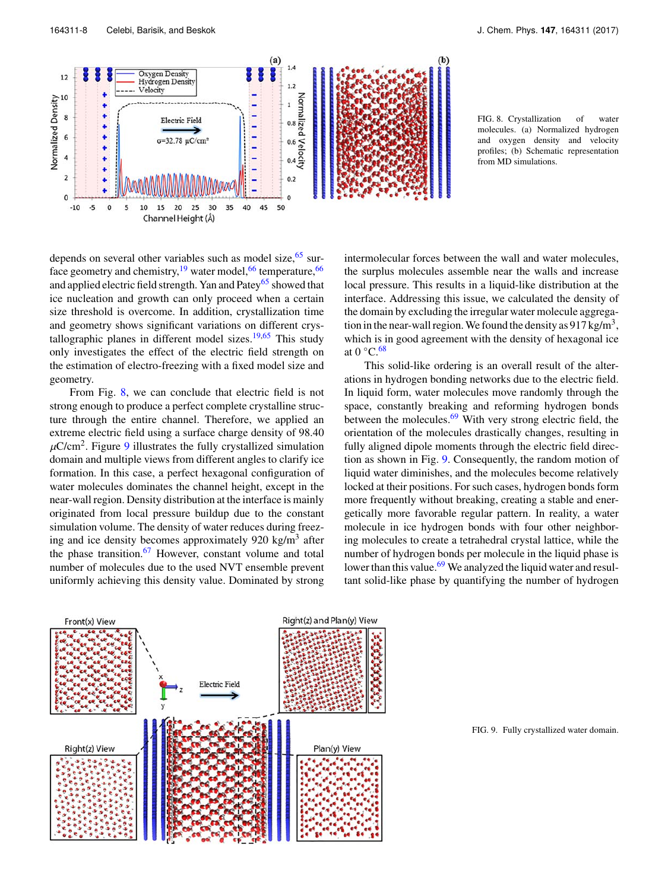FIG. 8. Crystallization of water molecules. (a) Normalized hydrogen and oxygen density and velocity profiles; (b) Schematic representation from MD simulations.

depends on several other variables such as model size,[65] surface geometry and chemistry,[19] water model,[66] temperature,[66] and applied electric field strength. Yan and Patey[65] showed that ice nucleation and growth can only proceed when a certain size threshold is overcome. In addition, crystallization time and geometry shows significant variations on different crystallographic planes in different model sizes.[19,65] This study only investigates the effect of the electric field strength on the estimation of electro-freezing with a fixed model size and geometry.

From Fig. 8, we can conclude that electric field is not strong enough to produce a perfect complete crystalline structure through the entire channel. Therefore, we applied an extreme electric field using a surface charge density of 98.40 $\mu$C/cm$^2$. Figure 9 illustrates the fully crystallized simulation domain and multiple views from different angles to clarify ice formation. In this case, a perfect hexagonal configuration of water molecules dominates the channel height, except in the near-wall region. Density distribution at the interface is mainly originated from local pressure buildup due to the constant simulation volume. The density of water reduces during freezing and ice density becomes approximately 920 kg/m$^3$ after the phase transition.[67] However, constant volume and total number of molecules due to the used NVT ensemble prevent uniformly achieving this density value. Dominated by strong intermolecular forces between the wall and water molecules, the surplus molecules assemble near the walls and increase local pressure. This results in a liquid-like distribution at the interface. Addressing this issue, we calculated the density of the domain by excluding the irregular water molecule aggregation in the near-wall region. We found the density as 917 kg/m$^3$, which is in good agreement with the density of hexagonal ice at 0 °C.[68]

This solid-like ordering is an overall result of the alterations in hydrogen bonding networks due to the electric field. In liquid form, water molecules move randomly through the space, constantly breaking and reforming hydrogen bonds between the molecules.[69] With very strong electric field, the orientation of the molecules drastically changes, resulting in fully aligned dipole moments through the electric field direction as shown in Fig. 9. Consequently, the random motion of liquid water diminishes, and the molecules become relatively locked at their positions. For such cases, hydrogen bonds form more frequently without breaking, creating a stable and energetically more favorable regular pattern. In reality, a water molecule in ice hydrogen bonds with four other neighboring molecules to create a tetrahedral crystal lattice, while the number of hydrogen bonds per molecule in the liquid phase is lower than this value.[69] We analyzed the liquid water and resultant solid-like phase by quantifying the number of hydrogen

FIG. 9. Fully crystallized water domain.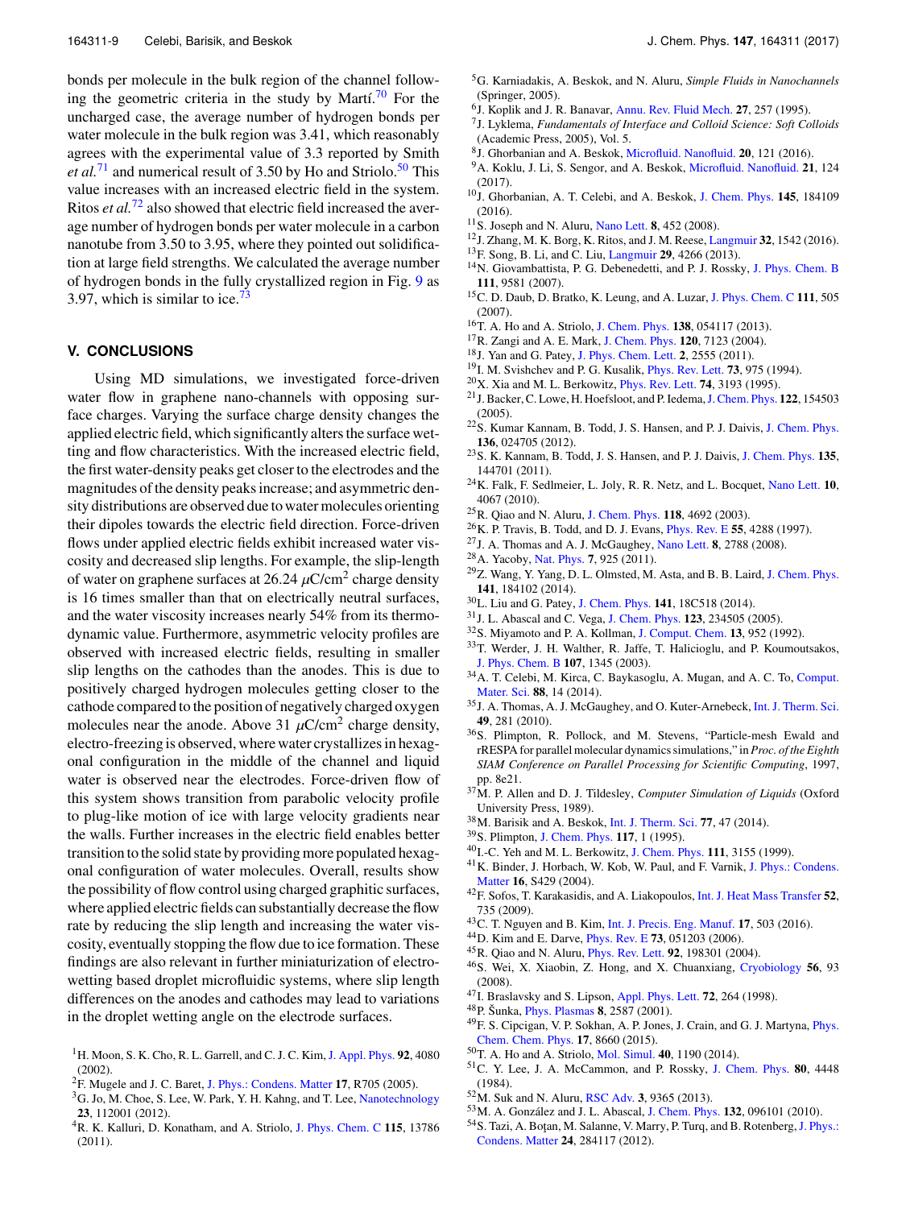bonds per molecule in the bulk region of the channel following the geometric criteria in the study by Martí.[70] For the uncharged case, the average number of hydrogen bonds per water molecule in the bulk region was 3.41, which reasonably agrees with the experimental value of 3.3 reported by Smith *et al.*[71] and numerical result of 3.50 by Ho and Striolo.[50] This value increases with an increased electric field in the system. Ritos *et al.*[72] also showed that electric field increased the average number of hydrogen bonds per water molecule in a carbon nanotube from 3.50 to 3.95, where they pointed out solidification at large field strengths. We calculated the average number of hydrogen bonds in the fully crystallized region in Fig. 9 as 3.97, which is similar to ice.[73]

## V. CONCLUSIONS

Using MD simulations, we investigated force-driven water flow in graphene nano-channels with opposing surface charges. Varying the surface charge density changes the applied electric field, which significantly alters the surface wetting and flow characteristics. With the increased electric field, the first water-density peaks get closer to the electrodes and the magnitudes of the density peaks increase; and asymmetric density distributions are observed due to water molecules orienting their dipoles towards the electric field direction. Force-driven flows under applied electric fields exhibit increased water viscosity and decreased slip lengths. For example, the slip-length of water on graphene surfaces at 26.24 $\mu$C/cm$^2$ charge density is 16 times smaller than that on electrically neutral surfaces, and the water viscosity increases nearly 54% from its thermodynamic value. Furthermore, asymmetric velocity profiles are observed with increased electric fields, resulting in smaller slip lengths on the cathodes than the anodes. This is due to positively charged hydrogen molecules getting closer to the cathode compared to the position of negatively charged oxygen molecules near the anode. Above 31 $\mu$C/cm$^2$ charge density, electro-freezing is observed, where water crystallizes in hexagonal configuration in the middle of the channel and liquid water is observed near the electrodes. Force-driven flow of this system shows transition from parabolic velocity profile to plug-like motion of ice with large velocity gradients near the walls. Further increases in the electric field enables better transition to the solid state by providing more populated hexagonal configuration of water molecules. Overall, results show the possibility of flow control using charged graphitic surfaces, where applied electric fields can substantially decrease the flow rate by reducing the slip length and increasing the water viscosity, eventually stopping the flow due to ice formation. These findings are also relevant in further miniaturization of electrowetting based droplet microfluidic systems, where slip length differences on the anodes and cathodes may lead to variations in the droplet wetting angle on the electrode surfaces.

[1] H. Moon, S. K. Cho, R. L. Garrell, and C. J. C. Kim, J. Appl. Phys. **92**, 4080 (2002).

[2] F. Mugele and J. C. Baret, J. Phys.: Condens. Matter **17**, R705 (2005).

[3] G. Jo, M. Choe, S. Lee, W. Park, Y. H. Kahng, and T. Lee, Nanotechnology **23**, 112001 (2012).

[4] R. K. Kalluri, D. Konatham, and A. Striolo, J. Phys. Chem. C **115**, 13786 (2011).

[5] G. Karniadakis, A. Beskok, and N. Aluru, *Simple Fluids in Nanochannels* (Springer, 2005).

[6] J. Koplik and J. R. Banavar, Annu. Rev. Fluid Mech. **27**, 257 (1995).

[7] J. Lyklema, *Fundamentals of Interface and Colloid Science: Soft Colloids* (Academic Press, 2005), Vol. 5.

[8] J. Ghorbanian and A. Beskok, Microfluid. Nanofluid. **20**, 121 (2016).

[9] A. Koklu, J. Li, S. Sengor, and A. Beskok, Microfluid. Nanofluid. **21**, 124 (2017).

[10] J. Ghorbanian, A. T. Celebi, and A. Beskok, J. Chem. Phys. **145**, 184109 (2016).

[11] S. Joseph and N. Aluru, Nano Lett. **8**, 452 (2008).

[12] J. Zhang, M. K. Borg, K. Ritos, and J. M. Reese, Langmuir **32**, 1542 (2016).

[13] F. Song, B. Li, and C. Liu, Langmuir **29**, 4266 (2013).

[14] N. Giovambattista, P. G. Debenedetti, and P. J. Rossky, J. Phys. Chem. B **111**, 9581 (2007).

[15] C. D. Daub, D. Bratko, K. Leung, and A. Luzar, J. Phys. Chem. C **111**, 505 (2007).

[16] T. A. Ho and A. Striolo, J. Chem. Phys. **138**, 054117 (2013).

[17] R. Zangi and A. E. Mark, J. Chem. Phys. **120**, 7123 (2004).

[18] J. Yan and G. Patey, J. Phys. Chem. Lett. **2**, 2555 (2011).

[19] I. M. Svishchev and P. G. Kusalik, Phys. Rev. Lett. **73**, 975 (1994).

[20] X. Xia and M. L. Berkowitz, Phys. Rev. Lett. **74**, 3193 (1995).

[21] J. Backer, C. Lowe, H. Hoefsloot, and P. Iedema, J. Chem. Phys. **122**, 154503 (2005).

[22] S. Kumar Kannam, B. Todd, J. S. Hansen, and P. J. Daivis, J. Chem. Phys. **136**, 024705 (2012).

[23] S. K. Kannam, B. Todd, J. S. Hansen, and P. J. Daivis, J. Chem. Phys. **135**, 144701 (2011).

[24] K. Falk, F. Sedlmeier, L. Joly, R. R. Netz, and L. Bocquet, Nano Lett. **10**, 4067 (2010).

[25] R. Qiao and N. Aluru, J. Chem. Phys. **118**, 4692 (2003).

[26] K. P. Travis, B. Todd, and D. J. Evans, Phys. Rev. E **55**, 4288 (1997).

[27] J. A. Thomas and A. J. McGaughey, Nano Lett. **8**, 2788 (2008).

[28] A. Yacoby, Nat. Phys. **7**, 925 (2011).

[29] Z. Wang, Y. Yang, D. L. Olmsted, M. Asta, and B. B. Laird, J. Chem. Phys. **141**, 184102 (2014).

[30] L. Liu and G. Patey, J. Chem. Phys. **141**, 18C518 (2014).

[31] J. L. Abascal and C. Vega, J. Chem. Phys. **123**, 234505 (2005).

[32] S. Miyamoto and P. A. Kollman, J. Comput. Chem. **13**, 952 (1992).

[33] T. Werder, J. H. Walther, R. Jaffe, T. Halicioglu, and P. Koumoutsakos, J. Phys. Chem. B **107**, 1345 (2003).

[34] A. T. Celebi, M. Kirca, C. Baykasoglu, A. Mugan, and A. C. To, Comput. Mater. Sci. **88**, 14 (2014).

[35] J. A. Thomas, A. J. McGaughey, and O. Kuter-Arnebeck, Int. J. Therm. Sci. **49**, 281 (2010).

[36] S. Plimpton, R. Pollock, and M. Stevens, "Particle-mesh Ewald and rRESPA for parallel molecular dynamics simulations," in *Proc. of the Eighth SIAM Conference on Parallel Processing for Scientific Computing*, 1997, pp. 8e21.

[37] M. P. Allen and D. J. Tildesley, *Computer Simulation of Liquids* (Oxford University Press, 1989).

[38] M. Barisik and A. Beskok, Int. J. Therm. Sci. **77**, 47 (2014).

[39] S. Plimpton, J. Comput. Phys. **117**, 1 (1995).

[40] I.-C. Yeh and M. L. Berkowitz, J. Chem. Phys. **111**, 3155 (1999).

[41] K. Binder, J. Horbach, W. Kob, W. Paul, and F. Varnik, J. Phys.: Condens. Matter **16**, S429 (2004).

[42] F. Sofos, T. Karakasidis, and A. Liakopoulos, Int. J. Heat Mass Transfer **52**, 735 (2009).

[43] C. T. Nguyen and B. Kim, Int. J. Precis. Eng. Manuf. **17**, 503 (2016).

[44] D. Kim and E. Darve, Phys. Rev. E **73**, 051203 (2006).

[45] R. Qiao and N. Aluru, Phys. Rev. Lett. **92**, 198301 (2004).

[46] S. Wei, X. Xiaobin, Z. Hong, and X. Chuanxiang, Cryobiology **56**, 93 (2008).

[47] I. Braslavsky and S. Lipson, Appl. Phys. Lett. **72**, 264 (1998).

[48] P. Šunka, Phys. Plasmas **8**, 2587 (2001).

[49] F. S. Cipcigan, V. P. Sokhan, A. P. Jones, J. Crain, and G. J. Martyna, Phys. Chem. Chem. Phys. **17**, 8660 (2015).

[50] T. A. Ho and A. Striolo, Mol. Simul. **40**, 1190 (2014).

[51] C. Y. Lee, J. A. McCammon, and P. Rossky, J. Chem. Phys. **80**, 4448 (1984).

[52] M. Suk and N. Aluru, RSC Adv. **3**, 9365 (2013).

[53] M. A. González and J. L. Abascal, J. Chem. Phys. **132**, 096101 (2010).

[54] S. Tazi, A. Boţan, M. Salanne, V. Marry, P. Turq, and B. Rotenberg, J. Phys.: Condens. Matter **24**, 284117 (2012).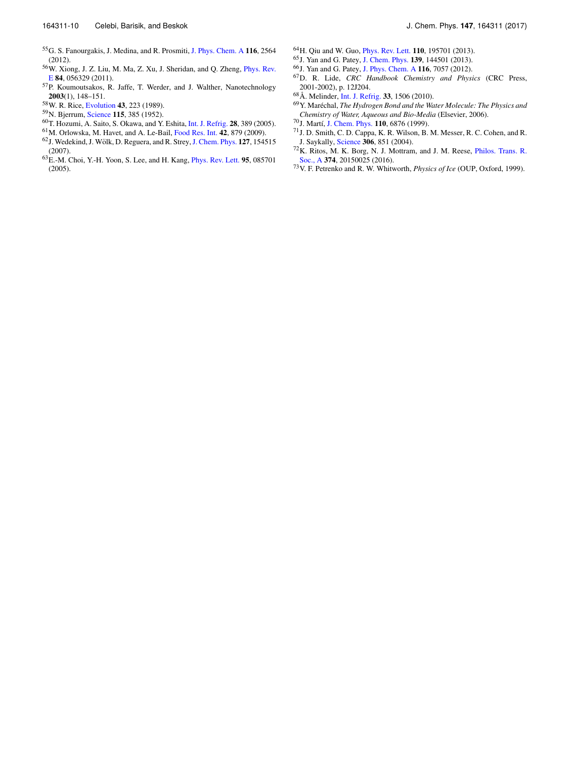[55] G. S. Fanourgakis, J. Medina, and R. Prosmiti, J. Phys. Chem. A **116**, 2564 (2012).

[56] W. Xiong, J. Z. Liu, M. Ma, Z. Xu, J. Sheridan, and Q. Zheng, Phys. Rev. E **84**, 056329 (2011).

[57] P. Koumoutsakos, R. Jaffe, T. Werder, and J. Walther, Nanotechnology **2003**(1), 148–151.

[58] W. R. Rice, Evolution **43**, 223 (1989).

[59] N. Bjerrum, Science **115**, 385 (1952).

[60] T. Hozumi, A. Saito, S. Okawa, and Y. Eshita, Int. J. Refrig. **28**, 389 (2005).

[61] M. Orlowska, M. Havet, and A. Le-Bail, Food Res. Int. **42**, 879 (2009).

[62] J. Wedekind, J. Wölk, D. Reguera, and R. Strey, J. Chem. Phys. **127**, 154515 (2007).

[63] E.-M. Choi, Y.-H. Yoon, S. Lee, and H. Kang, Phys. Rev. Lett. **95**, 085701 (2005).

[64] H. Qiu and W. Guo, Phys. Rev. Lett. **110**, 195701 (2013).

[65] J. Yan and G. Patey, J. Chem. Phys. **139**, 144501 (2013).

[66] J. Yan and G. Patey, J. Phys. Chem. A **116**, 7057 (2012).

[67] D. R. Lide, *CRC Handbook Chemistry and Physics* (CRC Press, 2001-2002), p. 12J204.

[68] Å. Melinder, Int. J. Refrig. **33**, 1506 (2010).

[69] Y. Maréchal, *The Hydrogen Bond and the Water Molecule: The Physics and Chemistry of Water, Aqueous and Bio-Media* (Elsevier, 2006).

[70] J. Martí, J. Chem. Phys. **110**, 6876 (1999).

[71] J. D. Smith, C. D. Cappa, K. R. Wilson, B. M. Messer, R. C. Cohen, and R. J. Saykally, Science **306**, 851 (2004).

[72] K. Ritos, M. K. Borg, N. J. Mottram, and J. M. Reese, Philos. Trans. R. Soc., A **374**, 20150025 (2016).

[73] V. F. Petrenko and R. W. Whitworth, *Physics of Ice* (OUP, Oxford, 1999).